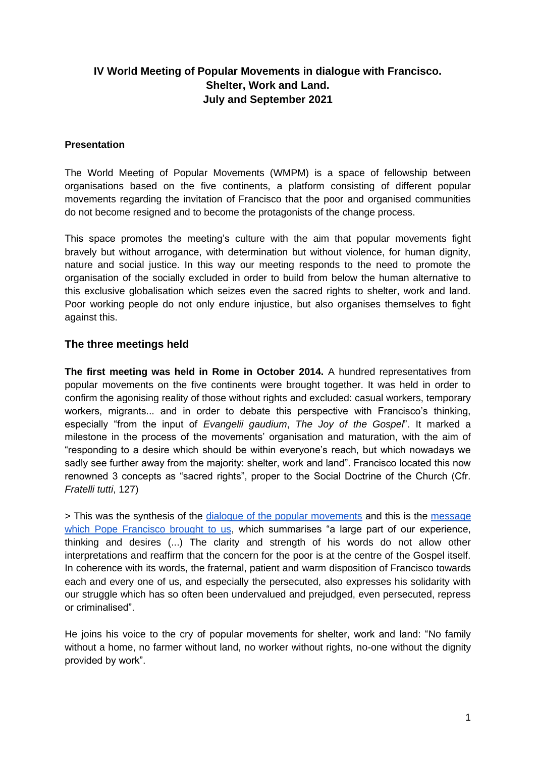**IV World Meeting of Popular Movements in dialogue with Francisco.**
**Shelter, Work and Land.**
**July and September 2021**

**Presentation**

The World Meeting of Popular Movements (WMPM) is a space of fellowship between organisations based on the five continents, a platform consisting of different popular movements regarding the invitation of Francisco that the poor and organised communities do not become resigned and to become the protagonists of the change process.

This space promotes the meeting's culture with the aim that popular movements fight bravely but without arrogance, with determination but without violence, for human dignity, nature and social justice. In this way our meeting responds to the need to promote the organisation of the socially excluded in order to build from below the human alternative to this exclusive globalisation which seizes even the sacred rights to shelter, work and land. Poor working people do not only endure injustice, but also organises themselves to fight against this.

## The three meetings held

**The first meeting was held in Rome in October 2014.** A hundred representatives from popular movements on the five continents were brought together. It was held in order to confirm the agonising reality of those without rights and excluded: casual workers, temporary workers, migrants... and in order to debate this perspective with Francisco's thinking, especially "from the input of *Evangelii gaudium*, *The Joy of the Gospel*". It marked a milestone in the process of the movements' organisation and maturation, with the aim of "responding to a desire which should be within everyone's reach, but which nowadays we sadly see further away from the majority: shelter, work and land". Francisco located this now renowned 3 concepts as "sacred rights", proper to the Social Doctrine of the Church (Cfr. *Fratelli tutti*, 127)

> This was the synthesis of the dialogue of the popular movements and this is the message which Pope Francisco brought to us, which summarises "a large part of our experience, thinking and desires (...) The clarity and strength of his words do not allow other interpretations and reaffirm that the concern for the poor is at the centre of the Gospel itself. In coherence with its words, the fraternal, patient and warm disposition of Francisco towards each and every one of us, and especially the persecuted, also expresses his solidarity with our struggle which has so often been undervalued and prejudged, even persecuted, repress or criminalised".

He joins his voice to the cry of popular movements for shelter, work and land: "No family without a home, no farmer without land, no worker without rights, no-one without the dignity provided by work".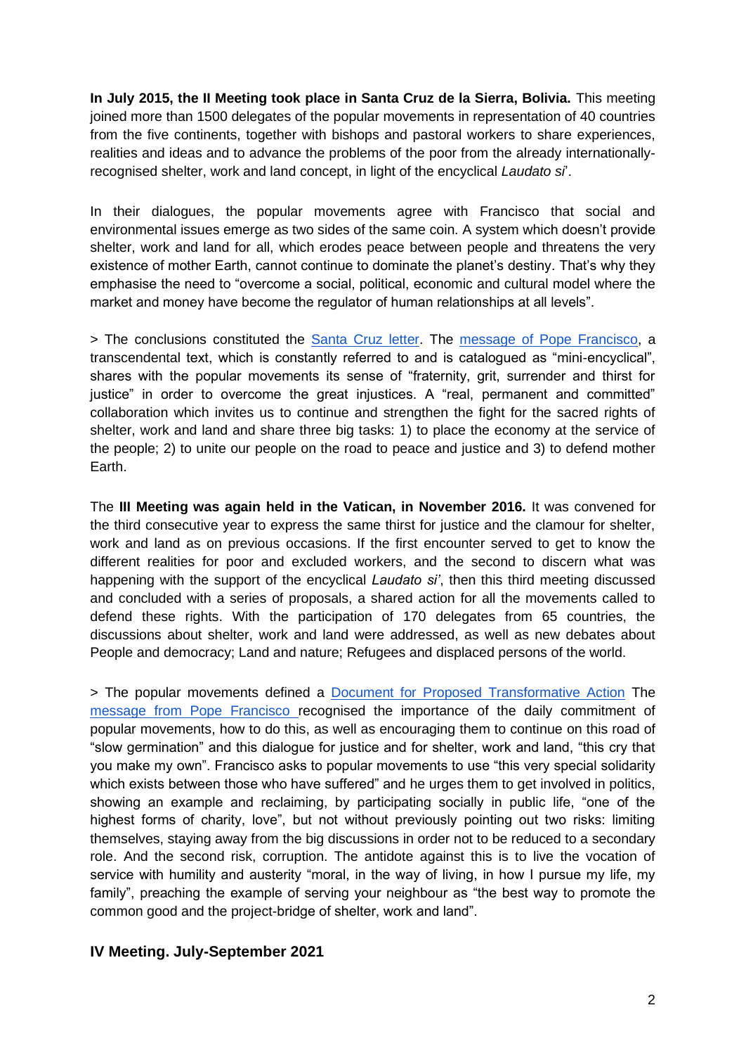**In July 2015, the II Meeting took place in Santa Cruz de la Sierra, Bolivia.** This meeting joined more than 1500 delegates of the popular movements in representation of 40 countries from the five continents, together with bishops and pastoral workers to share experiences, realities and ideas and to advance the problems of the poor from the already internationally-recognised shelter, work and land concept, in light of the encyclical *Laudato si*'.

In their dialogues, the popular movements agree with Francisco that social and environmental issues emerge as two sides of the same coin. A system which doesn't provide shelter, work and land for all, which erodes peace between people and threatens the very existence of mother Earth, cannot continue to dominate the planet's destiny. That's why they emphasise the need to "overcome a social, political, economic and cultural model where the market and money have become the regulator of human relationships at all levels".

> The conclusions constituted the Santa Cruz letter. The message of Pope Francisco, a transcendental text, which is constantly referred to and is catalogued as "mini-encyclical", shares with the popular movements its sense of "fraternity, grit, surrender and thirst for justice" in order to overcome the great injustices. A "real, permanent and committed" collaboration which invites us to continue and strengthen the fight for the sacred rights of shelter, work and land and share three big tasks: 1) to place the economy at the service of the people; 2) to unite our people on the road to peace and justice and 3) to defend mother Earth.

The **III Meeting was again held in the Vatican, in November 2016.** It was convened for the third consecutive year to express the same thirst for justice and the clamour for shelter, work and land as on previous occasions. If the first encounter served to get to know the different realities for poor and excluded workers, and the second to discern what was happening with the support of the encyclical *Laudato si'*, then this third meeting discussed and concluded with a series of proposals, a shared action for all the movements called to defend these rights. With the participation of 170 delegates from 65 countries, the discussions about shelter, work and land were addressed, as well as new debates about People and democracy; Land and nature; Refugees and displaced persons of the world.

> The popular movements defined a Document for Proposed Transformative Action The message from Pope Francisco recognised the importance of the daily commitment of popular movements, how to do this, as well as encouraging them to continue on this road of "slow germination" and this dialogue for justice and for shelter, work and land, "this cry that you make my own". Francisco asks to popular movements to use "this very special solidarity which exists between those who have suffered" and he urges them to get involved in politics, showing an example and reclaiming, by participating socially in public life, "one of the highest forms of charity, love", but not without previously pointing out two risks: limiting themselves, staying away from the big discussions in order not to be reduced to a secondary role. And the second risk, corruption. The antidote against this is to live the vocation of service with humility and austerity "moral, in the way of living, in how I pursue my life, my family", preaching the example of serving your neighbour as "the best way to promote the common good and the project-bridge of shelter, work and land".

## IV Meeting. July-September 2021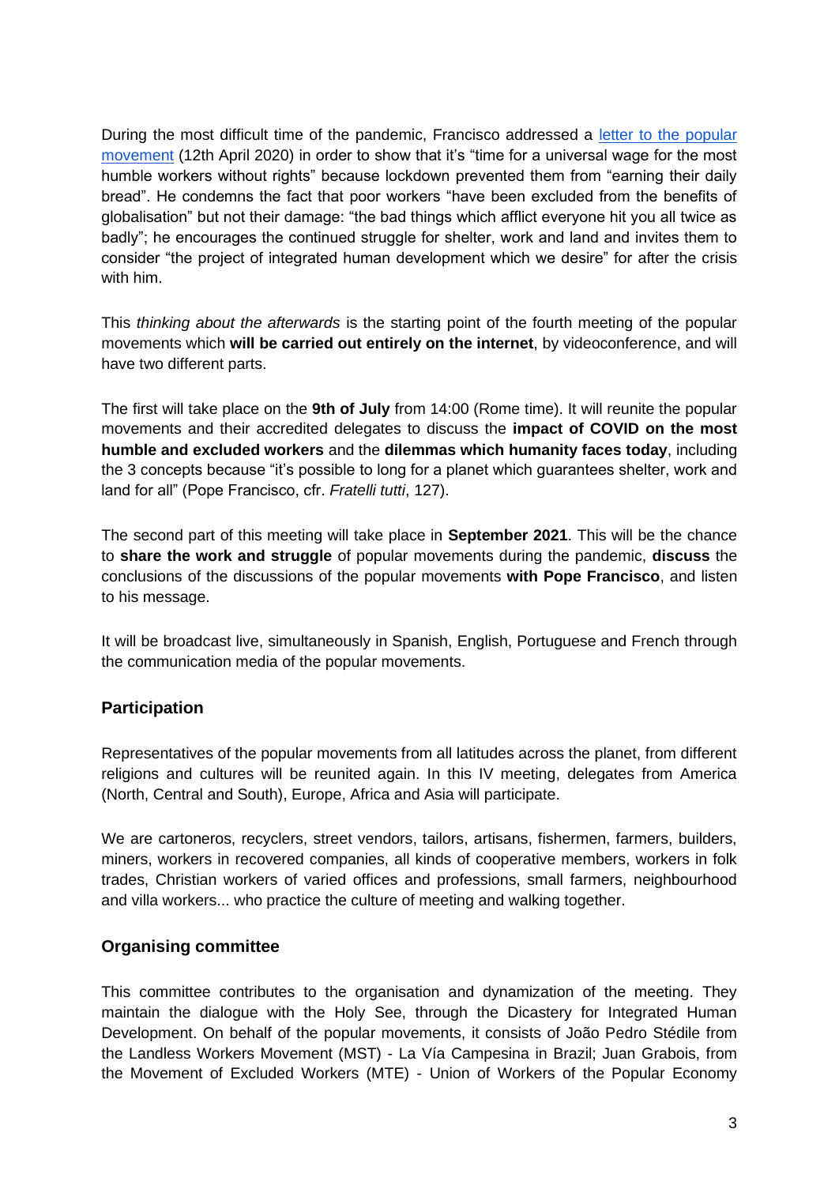During the most difficult time of the pandemic, Francisco addressed a [letter to the popular movement](#) (12th April 2020) in order to show that it's "time for a universal wage for the most humble workers without rights" because lockdown prevented them from "earning their daily bread". He condemns the fact that poor workers "have been excluded from the benefits of globalisation" but not their damage: "the bad things which afflict everyone hit you all twice as badly"; he encourages the continued struggle for shelter, work and land and invites them to consider "the project of integrated human development which we desire" for after the crisis with him.

This *thinking about the afterwards* is the starting point of the fourth meeting of the popular movements which **will be carried out entirely on the internet**, by videoconference, and will have two different parts.

The first will take place on the **9th of July** from 14:00 (Rome time). It will reunite the popular movements and their accredited delegates to discuss the **impact of COVID on the most humble and excluded workers** and the **dilemmas which humanity faces today**, including the 3 concepts because "it's possible to long for a planet which guarantees shelter, work and land for all" (Pope Francisco, cfr. *Fratelli tutti*, 127).

The second part of this meeting will take place in **September 2021**. This will be the chance to **share the work and struggle** of popular movements during the pandemic, **discuss** the conclusions of the discussions of the popular movements **with Pope Francisco**, and listen to his message.

It will be broadcast live, simultaneously in Spanish, English, Portuguese and French through the communication media of the popular movements.

## Participation

Representatives of the popular movements from all latitudes across the planet, from different religions and cultures will be reunited again. In this IV meeting, delegates from America (North, Central and South), Europe, Africa and Asia will participate.

We are cartoneros, recyclers, street vendors, tailors, artisans, fishermen, farmers, builders, miners, workers in recovered companies, all kinds of cooperative members, workers in folk trades, Christian workers of varied offices and professions, small farmers, neighbourhood and villa workers... who practice the culture of meeting and walking together.

## Organising committee

This committee contributes to the organisation and dynamization of the meeting. They maintain the dialogue with the Holy See, through the Dicastery for Integrated Human Development. On behalf of the popular movements, it consists of João Pedro Stédile from the Landless Workers Movement (MST) - La Vía Campesina in Brazil; Juan Grabois, from the Movement of Excluded Workers (MTE) - Union of Workers of the Popular Economy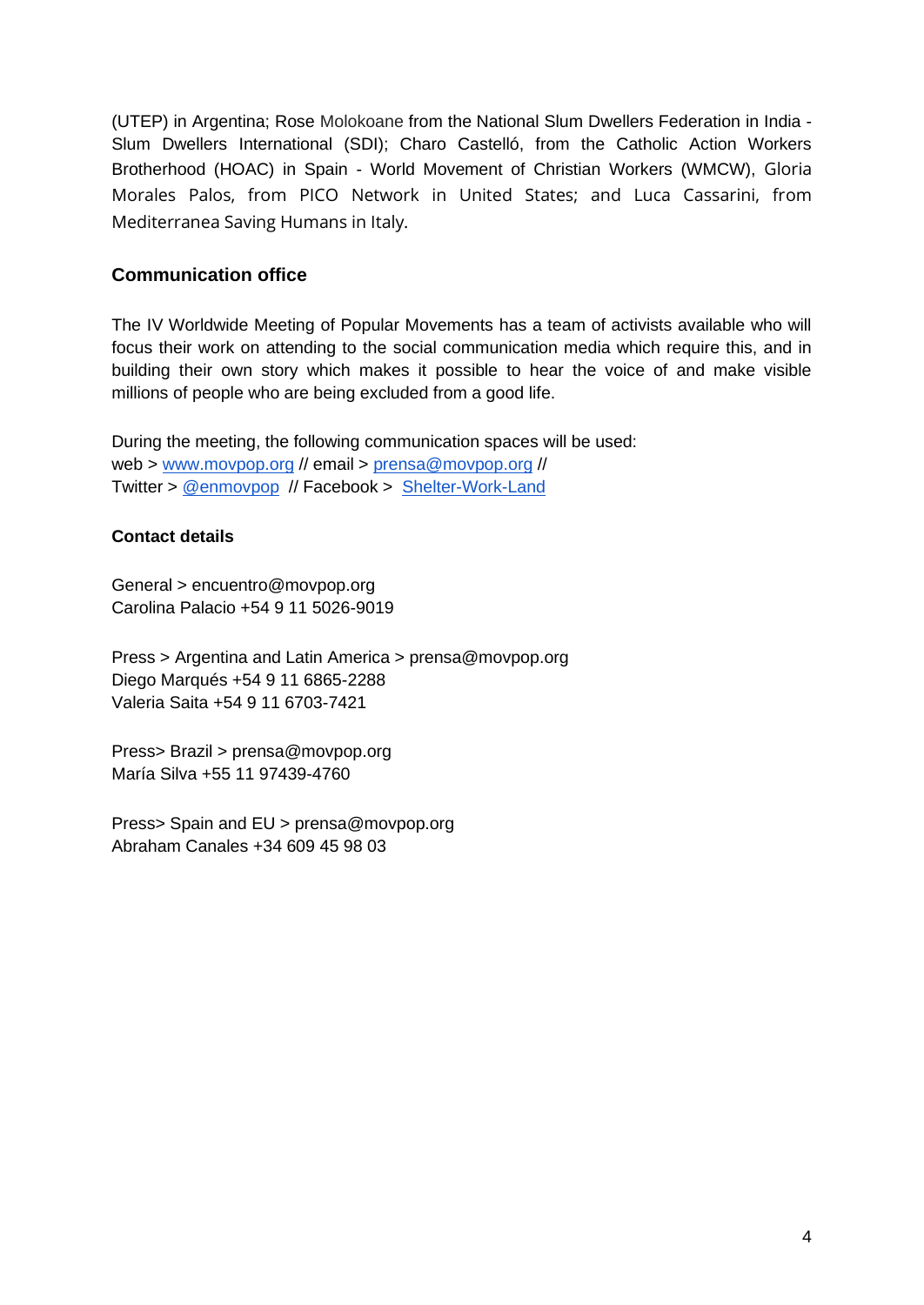(UTEP) in Argentina; Rose Molokoane from the National Slum Dwellers Federation in India - Slum Dwellers International (SDI); Charo Castelló, from the Catholic Action Workers Brotherhood (HOAC) in Spain - World Movement of Christian Workers (WMCW), Gloria Morales Palos, from PICO Network in United States; and Luca Cassarini, from Mediterranea Saving Humans in Italy.

### Communication office

The IV Worldwide Meeting of Popular Movements has a team of activists available who will focus their work on attending to the social communication media which require this, and in building their own story which makes it possible to hear the voice of and make visible millions of people who are being excluded from a good life.

During the meeting, the following communication spaces will be used:
web > www.movpop.org // email > prensa@movpop.org //
Twitter > @enmovpop // Facebook > Shelter-Work-Land

**Contact details**

General > encuentro@movpop.org
Carolina Palacio +54 9 11 5026-9019

Press > Argentina and Latin America > prensa@movpop.org
Diego Marqués +54 9 11 6865-2288
Valeria Saita +54 9 11 6703-7421

Press> Brazil > prensa@movpop.org
María Silva +55 11 97439-4760

Press> Spain and EU > prensa@movpop.org
Abraham Canales +34 609 45 98 03